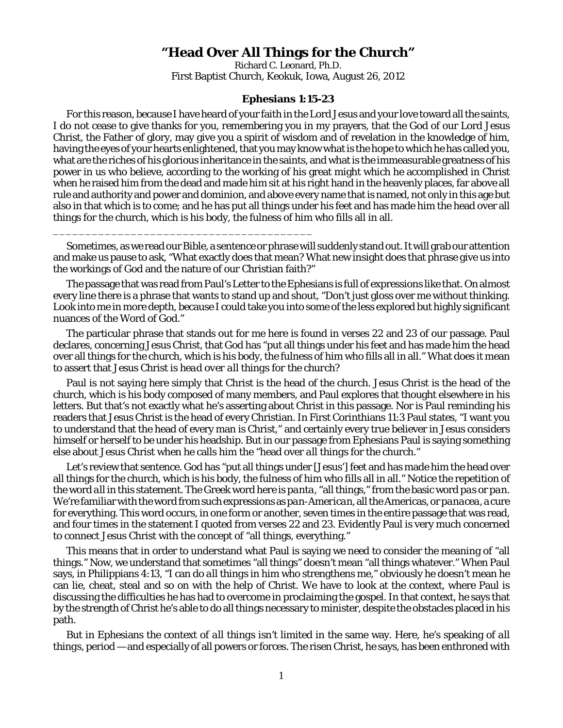# "Head Over All Things for the Church"

Richard C. Leonard, Ph.D.
First Baptist Church, Keokuk, Iowa, August 26, 2012

### Ephesians 1:15-23

For this reason, because I have heard of your faith in the Lord Jesus and your love toward all the saints, I do not cease to give thanks for you, remembering you in my prayers, that the God of our Lord Jesus Christ, the Father of glory, may give you a spirit of wisdom and of revelation in the knowledge of him, having the eyes of your hearts enlightened, that you may know what is the hope to which he has called you, what are the riches of his glorious inheritance in the saints, and what is the immeasurable greatness of his power in us who believe, according to the working of his great might which he accomplished in Christ when he raised him from the dead and made him sit at his right hand in the heavenly places, far above all rule and authority and power and dominion, and above every name that is named, not only in this age but also in that which is to come; and he has put all things under his feet and has made him the head over all things for the church, which is his body, the fulness of him who fills all in all.

_________________________________________

Sometimes, as we read our Bible, a sentence or phrase will suddenly stand out. It will grab our attention and make us pause to ask, "What exactly does that mean? What new insight does that phrase give us into the workings of God and the nature of our Christian faith?"

The passage that was read from Paul's Letter to the Ephesians is full of expressions like that. On almost every line there is a phrase that wants to stand up and shout, "Don't just gloss over me without thinking. Look into me in more depth, because I could take you into some of the less explored but highly significant nuances of the Word of God."

The particular phrase that stands out for me here is found in verses 22 and 23 of our passage. Paul declares, concerning Jesus Christ, that God has "put all things under his feet and has made him the head over all things for the church, which is his body, the fulness of him who fills all in all." What does it mean to assert that Jesus Christ is *head over all things for the church*?

Paul is not saying here simply that Christ is the head of the church. Jesus Christ is the head of the church, which is his body composed of many members, and Paul explores that thought elsewhere in his letters. But that's not exactly what he's asserting about Christ in this passage. Nor is Paul reminding his readers that Jesus Christ is the head of every Christian. In First Corinthians 11:3 Paul states, "I want you to understand that the head of every man is Christ," and certainly every true believer in Jesus considers himself or herself to be under his headship. But in our passage from Ephesians Paul is saying something else about Jesus Christ when he calls him the "head over *all things* for the church."

Let's review that sentence. God has "put all things under [Jesus'] feet and has made him the head over all things for the church, which is his body, the fulness of him who fills all in all." Notice the repetition of the word *all* in this statement. The Greek word here is *panta*, "all things," from the basic word *pas* or *pan*. We're familiar with the word from such expressions as *pan-American*, all the Americas, or *panacea*, a cure for everything. This word occurs, in one form or another, seven times in the entire passage that was read, and four times in the statement I quoted from verses 22 and 23. Evidently Paul is very much concerned to connect Jesus Christ with the concept of "all things, everything."

This means that in order to understand what Paul is saying we need to consider the meaning of "all things." Now, we understand that sometimes "all things" doesn't mean "all things whatever." When Paul says, in Philippians 4:13, "I can do all things in him who strengthens me," obviously he doesn't mean he can lie, cheat, steal and so on with the help of Christ. We have to look at the context, where Paul is discussing the difficulties he has had to overcome in proclaiming the gospel. In that context, he says that by the strength of Christ he's able to do all things necessary to minister, despite the obstacles placed in his path.

But in Ephesians the context of *all things* isn't limited in the same way. Here, he's speaking of *all things*, period — and especially of all powers or forces. The risen Christ, he says, has been enthroned with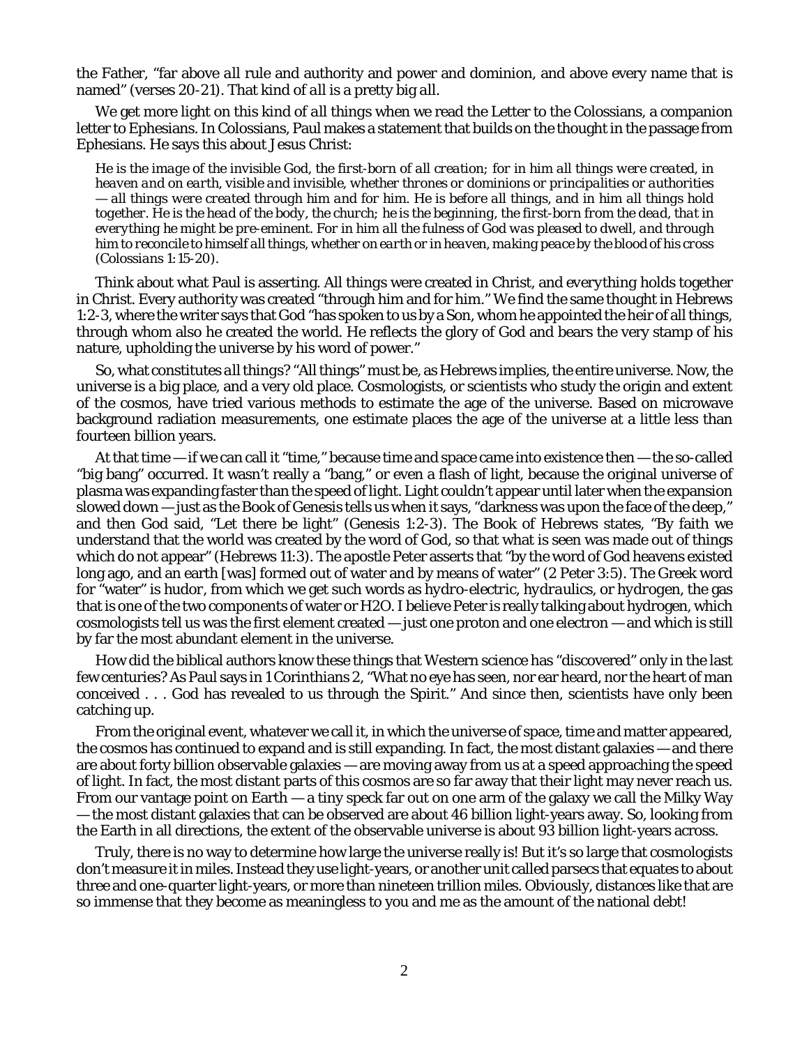the Father, "far above *all* rule and authority and power and dominion, and above every name that is named" (verses 20-21). That kind of *all* is a pretty big *all*.

We get more light on this kind of *all things* when we read the Letter to the Colossians, a companion letter to Ephesians. In Colossians, Paul makes a statement that builds on the thought in the passage from Ephesians. He says this about Jesus Christ:

> *He is the image of the invisible God, the first-born of all creation; for in him all things were created, in heaven and on earth, visible and invisible, whether thrones or dominions or principalities or authorities — all things were created through him and for him. He is before all things, and in him all things hold together. He is the head of the body, the church; he is the beginning, the first-born from the dead, that in everything he might be pre-eminent. For in him all the fulness of God was pleased to dwell, and through him to reconcile to himself all things, whether on earth or in heaven, making peace by the blood of his cross (Colossians 1:15-20).*

Think about what Paul is asserting. All things were created in Christ, and *everything* holds together in Christ. Every authority was created "through him and for him." We find the same thought in Hebrews 1:2-3, where the writer says that God "has spoken to us by a Son, whom he appointed the heir of all things, through whom also he created the world. He reflects the glory of God and bears the very stamp of his nature, upholding the universe by his word of power."

So, what constitutes *all things*? "All things" must be, as Hebrews implies, the entire universe. Now, the universe is a big place, and a very old place. Cosmologists, or scientists who study the origin and extent of the cosmos, have tried various methods to estimate the age of the universe. Based on microwave background radiation measurements, one estimate places the age of the universe at a little less than fourteen billion years.

At that time — if we can call it "time," because time and space came into existence then — the so-called "big bang" occurred. It wasn't really a "bang," or even a flash of light, because the original universe of plasma was expanding faster than the speed of light. Light couldn't appear until later when the expansion slowed down — just as the Book of Genesis tells us when it says, "darkness was upon the face of the deep," and then God said, "Let there be light" (Genesis 1:2-3). The Book of Hebrews states, "By faith we understand that the world was created by the word of God, so that what is seen was made out of things which do not appear" (Hebrews 11:3). The apostle Peter asserts that "by the word of God heavens existed long ago, and an earth [was] formed out of water and by means of water" (2 Peter 3:5). The Greek word for "water" is *hudor*, from which we get such words as *hydro-electric*, *hydraulics*, or *hydrogen*, the gas that is one of the two components of water or $H_2O$. I believe Peter is really talking about hydrogen, which cosmologists tell us was the first element created — just one proton and one electron — and which is still by far the most abundant element in the universe.

How did the biblical authors know these things that Western science has "discovered" only in the last few centuries? As Paul says in 1 Corinthians 2, "What no eye has seen, nor ear heard, nor the heart of man conceived . . . God has revealed to us through the Spirit." And since then, scientists have only been catching up.

From the original event, whatever we call it, in which the universe of space, time and matter appeared, the cosmos has continued to expand and is still expanding. In fact, the most distant galaxies — and there are about forty billion observable galaxies — are moving away from us at a speed approaching the speed of light. In fact, the most distant parts of this cosmos are so far away that their light may never reach us. From our vantage point on Earth — a tiny speck far out on one arm of the galaxy we call the Milky Way — the most distant galaxies that can be observed are about 46 billion light-years away. So, looking from the Earth in all directions, the extent of the observable universe is about 93 billion light-years across.

Truly, there is no way to determine how large the universe really is! But it's so large that cosmologists don't measure it in miles. Instead they use light-years, or another unit called parsecs that equates to about three and one-quarter light-years, or more than nineteen trillion miles. Obviously, distances like that are so immense that they become as meaningless to you and me as the amount of the national debt!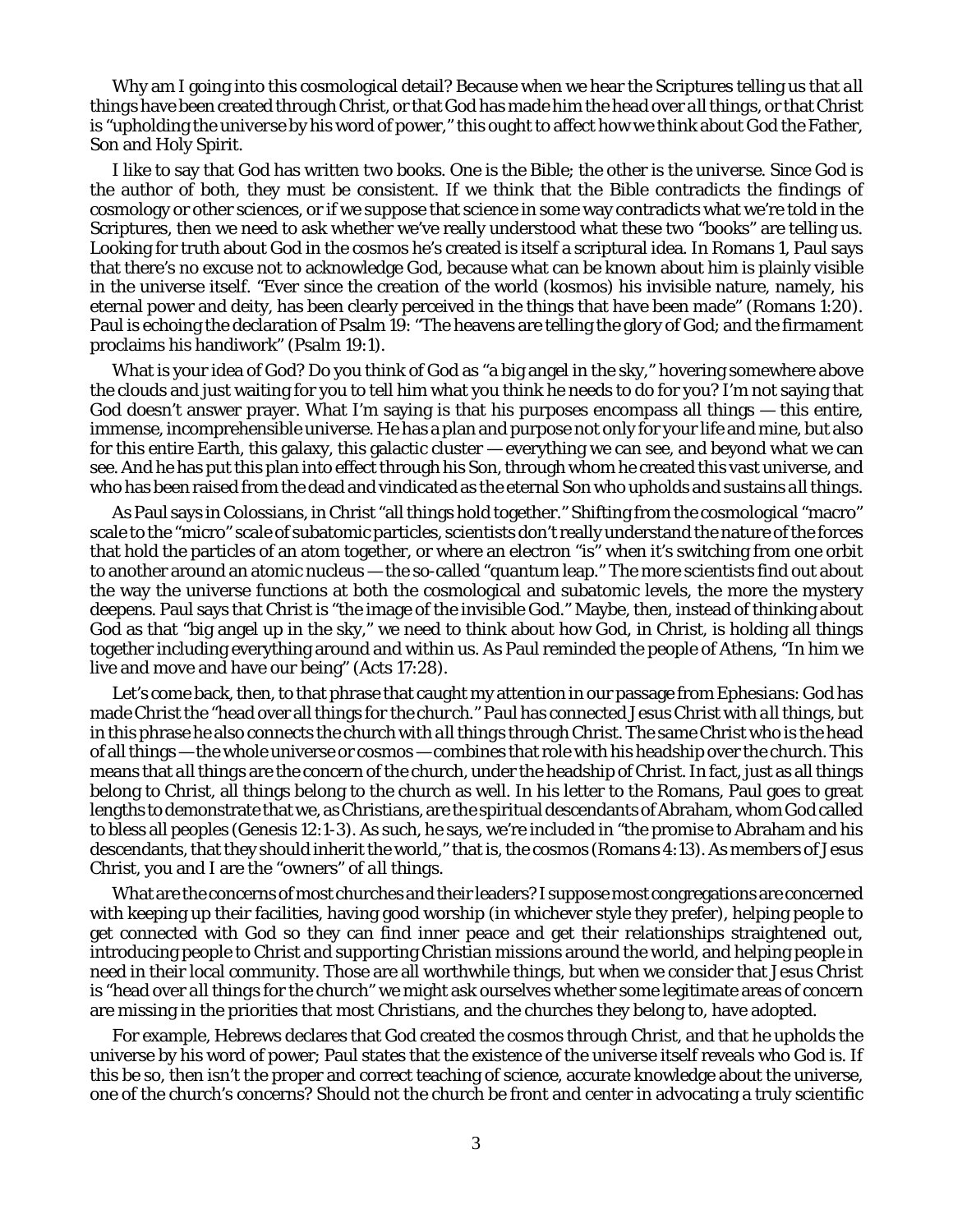Why am I going into this cosmological detail? Because when we hear the Scriptures telling us that *all things* have been created through Christ, or that God has made him the head over *all things*, or that Christ is "upholding the universe by his word of power," this ought to affect how we think about God the Father, Son and Holy Spirit.

I like to say that God has written two books. One is the Bible; the other is the universe. Since God is the author of both, they must be consistent. If we think that the Bible contradicts the findings of cosmology or other sciences, or if we suppose that science in some way contradicts what we're told in the Scriptures, then we need to ask whether we've really understood what these two "books" are telling us. Looking for truth about God in the cosmos he's created is itself a scriptural idea. In Romans 1, Paul says that there's no excuse not to acknowledge God, because what can be known about him is plainly visible in the universe itself. "Ever since the creation of the world (*kosmos*) his invisible nature, namely, his eternal power and deity, has been clearly perceived in the things that have been made" (Romans 1:20). Paul is echoing the declaration of Psalm 19: "The heavens are telling the glory of God; and the firmament proclaims his handiwork" (Psalm 19:1).

What is your idea of God? Do you think of God as "a big angel in the sky," hovering somewhere above the clouds and just waiting for you to tell him what you think he needs to do for you? I'm not saying that God doesn't answer prayer. What I'm saying is that his purposes encompass all things — this entire, immense, incomprehensible universe. He has a plan and purpose not only for your life and mine, but also for this entire Earth, this galaxy, this galactic cluster — everything we can see, and beyond what we can see. And he has put this plan into effect through his Son, through whom he created this vast universe, and who has been raised from the dead and vindicated as the eternal Son who upholds and sustains all things.

As Paul says in Colossians, in Christ "all things hold together." Shifting from the cosmological "macro" scale to the "micro" scale of subatomic particles, scientists don't really understand the nature of the forces that hold the particles of an atom together, or where an electron "is" when it's switching from one orbit to another around an atomic nucleus — the so-called "quantum leap." The more scientists find out about the way the universe functions at both the cosmological and subatomic levels, the more the mystery deepens. Paul says that Christ is "the image of the invisible God." Maybe, then, instead of thinking about God as that "big angel up in the sky," we need to think about how God, in Christ, is holding all things together including everything around and within us. As Paul reminded the people of Athens, "In him we live and move and have our being" (Acts 17:28).

Let's come back, then, to that phrase that caught my attention in our passage from Ephesians: God has made Christ the "head over all things *for the church*." Paul has connected Jesus Christ with *all things*, but in this phrase he also connects the church with *all things* through Christ. The same Christ who is the head of all things — the whole universe or cosmos — combines that role with his headship over the church. This means that all things are the concern of the church, under the headship of Christ. In fact, just as all things belong to Christ, all things belong to the church as well. In his letter to the Romans, Paul goes to great lengths to demonstrate that we, as Christians, are the spiritual descendants of Abraham, whom God called to bless all peoples (Genesis 12:1-3). As such, he says, we're included in "the promise to Abraham and his descendants, that they should inherit the world," that is, the cosmos (Romans 4:13). As members of Jesus Christ, you and I are the "owners" of *all things*.

What are the concerns of most churches and their leaders? I suppose most congregations are concerned with keeping up their facilities, having good worship (in whichever style they prefer), helping people to get connected with God so they can find inner peace and get their relationships straightened out, introducing people to Christ and supporting Christian missions around the world, and helping people in need in their local community. Those are all worthwhile things, but when we consider that Jesus Christ is "head over *all things* for the church" we might ask ourselves whether some legitimate areas of concern are missing in the priorities that most Christians, and the churches they belong to, have adopted.

For example, Hebrews declares that God created the cosmos through Christ, and that he upholds the universe by his word of power; Paul states that the existence of the universe itself reveals who God is. If this be so, then isn't the proper and correct teaching of science, accurate knowledge about the universe, one of the church's concerns? Should not the church be front and center in advocating a truly scientific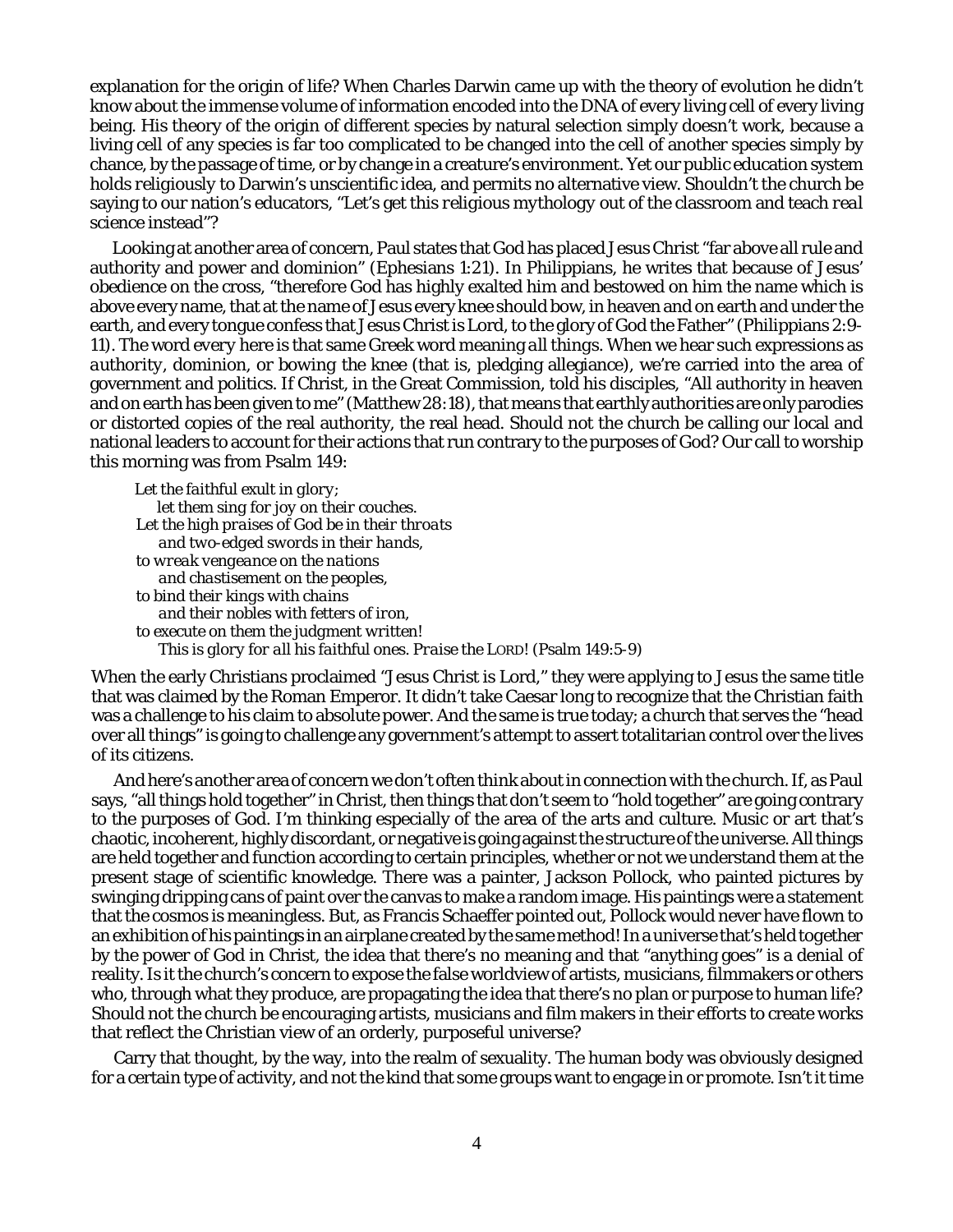explanation for the origin of life? When Charles Darwin came up with the theory of evolution he didn't know about the immense volume of information encoded into the DNA of every living cell of every living being. His theory of the origin of different species by natural selection simply doesn't work, because a living cell of any species is far too complicated to be changed into the cell of another species simply by chance, by the passage of time, or by change in a creature's environment. Yet our public education system holds religiously to Darwin's unscientific idea, and permits no alternative view. Shouldn't the church be saying to our nation's educators, "Let's get this religious mythology out of the classroom and teach *real* science instead"?

Looking at another area of concern, Paul states that God has placed Jesus Christ "far above all rule and authority and power and dominion" (Ephesians 1:21). In Philippians, he writes that because of Jesus' obedience on the cross, "therefore God has highly exalted him and bestowed on him the name which is above every name, that at the name of Jesus every knee should bow, in heaven and on earth and under the earth, and every tongue confess that Jesus Christ is Lord, to the glory of God the Father" (Philippians 2:9-11). The word *every* here is that same Greek word meaning *all things.* When we hear such expressions as *authority, dominion,* or bowing the knee (that is, pledging allegiance), we're carried into the area of government and politics. If Christ, in the Great Commission, told his disciples, "All authority in heaven and on earth has been given to me" (Matthew 28:18), that means that earthly authorities are only parodies or distorted copies of the real authority, the real head. Should not the church be calling our local and national leaders to account for their actions that run contrary to the purposes of God? Our call to worship this morning was from Psalm 149:

> *Let the faithful exult in glory;*
> *let them sing for joy on their couches.*
> *Let the high praises of God be in their throats*
> *and two-edged swords in their hands,*
> *to wreak vengeance on the nations*
> *and chastisement on the peoples,*
> *to bind their kings with chains*
> *and their nobles with fetters of iron,*
> *to execute on them the judgment written!*
> *This is glory for all his faithful ones. Praise the* LORD! (Psalm 149:5-9)

When the early Christians proclaimed "Jesus Christ is Lord," they were applying to Jesus the same title that was claimed by the Roman Emperor. It didn't take Caesar long to recognize that the Christian faith was a challenge to his claim to absolute power. And the same is true today; a church that serves the "head over all things" is going to challenge any government's attempt to assert totalitarian control over the lives of its citizens.

And here's another area of concern we don't often think about in connection with the church. If, as Paul says, "all things hold together" in Christ, then things that don't seem to "hold together" are going contrary to the purposes of God. I'm thinking especially of the area of the arts and culture. Music or art that's chaotic, incoherent, highly discordant, or negative is going against the structure of the universe. All things are held together and function according to certain principles, whether or not we understand them at the present stage of scientific knowledge. There was a painter, Jackson Pollock, who painted pictures by swinging dripping cans of paint over the canvas to make a random image. His paintings were a statement that the cosmos is meaningless. But, as Francis Schaeffer pointed out, Pollock would never have flown to an exhibition of his paintings in an airplane created by the same method! In a universe that's held together by the power of God in Christ, the idea that there's no meaning and that "anything goes" is a denial of reality. Is it the church's concern to expose the false worldview of artists, musicians, filmmakers or others who, through what they produce, are propagating the idea that there's no plan or purpose to human life? Should not the church be encouraging artists, musicians and film makers in their efforts to create works that reflect the Christian view of an orderly, purposeful universe?

Carry that thought, by the way, into the realm of sexuality. The human body was obviously designed for a certain type of activity, and not the kind that some groups want to engage in or promote. Isn't it time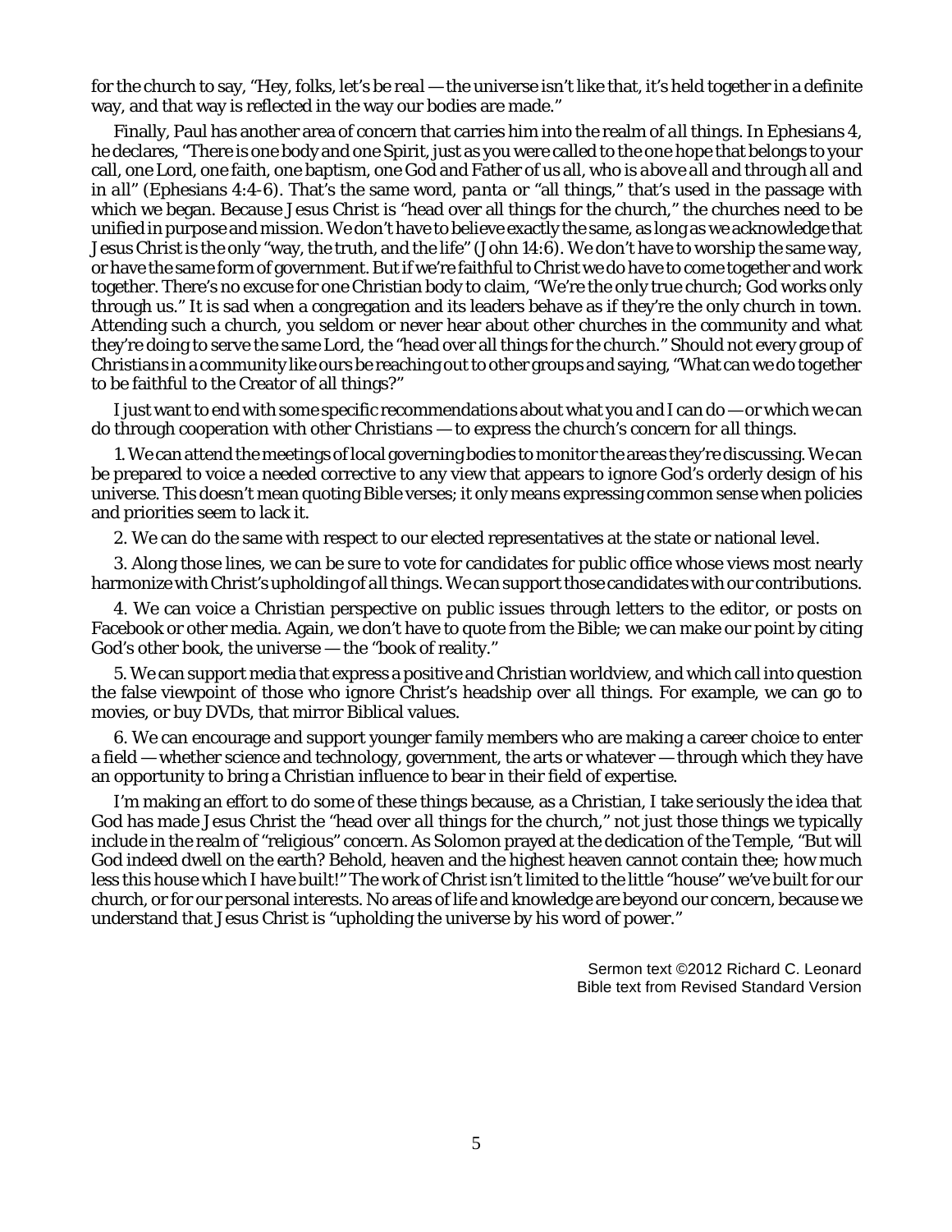for the church to say, "Hey, folks, let's be *real* — the universe isn't like that, it's held together in a definite way, and that way is reflected in the way our bodies are made."

Finally, Paul has another area of concern that carries him into the realm of *all things*. In Ephesians 4, he declares, "There is one body and one Spirit, just as you were called to the one hope that belongs to your call, one Lord, one faith, one baptism, one God and Father of us all, who is *above all and through all and in all*" (Ephesians 4:4-6). That's the same word, *panta* or "all things," that's used in the passage with which we began. Because Jesus Christ is "head over all things for the church," the churches need to be unified in purpose and mission. We don't have to believe exactly the same, as long as we acknowledge that Jesus Christ is the only "way, the truth, and the life" (John 14:6). We don't have to worship the same way, or have the same form of government. But if we're faithful to Christ we do have to come together and work together. There's no excuse for one Christian body to claim, "We're the only true church; God works only through us." It is sad when a congregation and its leaders behave as if they're the only church in town. Attending such a church, you seldom or never hear about other churches in the community and what they're doing to serve the same Lord, the "head over all things for the church." Should not every group of Christians in a community like ours be reaching out to other groups and saying, "What can we do together to be faithful to the Creator of all things?"

I just want to end with some specific recommendations about what you and I can do — or which we can do through cooperation with other Christians — to express the church's concern for *all things*.

1. We can attend the meetings of local governing bodies to monitor the areas they're discussing. We can be prepared to voice a needed corrective to any view that appears to ignore God's orderly design of his universe. This doesn't mean quoting Bible verses; it only means expressing common sense when policies and priorities seem to lack it.

2. We can do the same with respect to our elected representatives at the state or national level.

3. Along those lines, we can be sure to vote for candidates for public office whose views most nearly harmonize with Christ's upholding of *all things*. We can support those candidates with our contributions.

4. We can voice a Christian perspective on public issues through letters to the editor, or posts on Facebook or other media. Again, we don't have to quote from the Bible; we can make our point by citing God's other book, the universe — the "book of reality."

5. We can support media that express a positive and Christian worldview, and which call into question the false viewpoint of those who ignore Christ's headship over *all things*. For example, we can go to movies, or buy DVDs, that mirror Biblical values.

6. We can encourage and support younger family members who are making a career choice to enter a field — whether science and technology, government, the arts or whatever — through which they have an opportunity to bring a Christian influence to bear in their field of expertise.

I'm making an effort to do some of these things because, as a Christian, I take seriously the idea that God has made Jesus Christ the "head over *all things* for the church," not just those things we typically include in the realm of "religious" concern. As Solomon prayed at the dedication of the Temple, "But will God indeed dwell on the earth? Behold, heaven and the highest heaven cannot contain thee; how much less this house which I have built!" The work of Christ isn't limited to the little "house" we've built for our church, or for our personal interests. No areas of life and knowledge are beyond our concern, because we understand that Jesus Christ is "upholding the universe by his word of power."

Sermon text ©2012 Richard C. Leonard
Bible text from Revised Standard Version